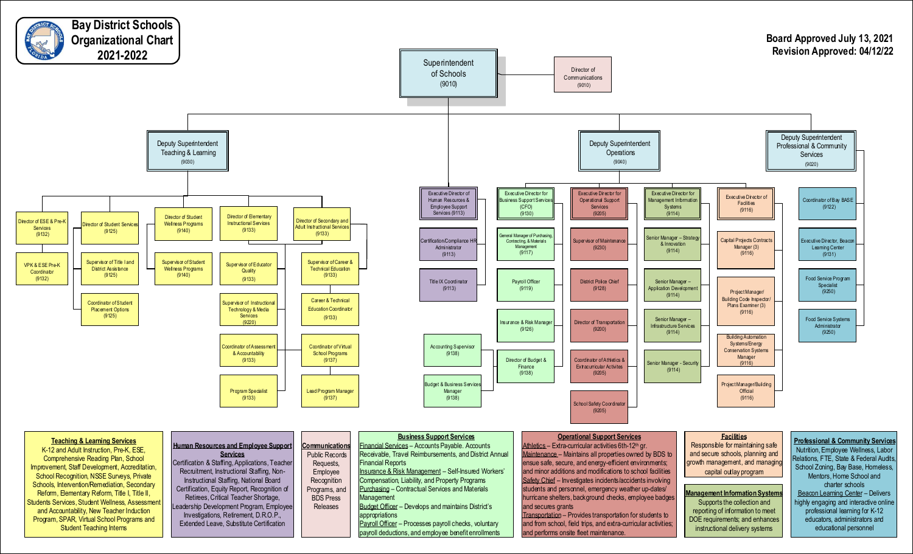# Bay District Schools Organizational Chart 2021-2022

**Board Approved July 13, 2021**
**Revision Approved: 04/12/22**

## Superintendent of Schools (9010)

- Director of Communications (9010)

### Deputy Superintendent Teaching & Learning (9030)

- Director of ESE & Pre-K Services (9132)
  - VPK & ESE Pre-K Coordinator (9132)
- Director of Student Services (9125)
  - Supervisor of Title I and District Assistance (9125)
  - Coordinator of Student Placement Options (9125)
- Director of Student Wellness Programs (9140)
  - Supervisor of Student Wellness Programs (9140)
- Director of Elementary Instructional Services (9133)
  - Supervisor of Educator Quality (9133)
  - Supervisor of Instructional Technology & Media Services (9220)
  - Coordinator of Assessment & Accountability (9133)
  - Program Specialist (9133)
- Director of Secondary and Adult Instructional Services (9133)
  - Supervisor of Career & Technical Education (9133)
  - Career & Technical Education Coordinator (9133)
  - Coordinator of Virtual School Programs (9137)
  - Lead Program Manager (9137)

### Deputy Superintendent Operations (9040)

- Executive Director of Human Resources & Employee Support Services (9113)
  - Certification/Compliance HR Administrator (9113)
  - Title IX Coordinator (9113)
- Executive Director for Business Support Services (CFO) (9130)
  - General Manager of Purchasing, Contracting, & Materials Management (9117)
  - Payroll Officer (9119)
  - Insurance & Risk Manager (9126)
  - Director of Budget & Finance (9138)
    - Accounting Supervisor (9138)
    - Budget & Business Services Manager (9138)
- Executive Director for Operational Support Services (9205)
  - Supervisor of Maintenance (9230)
  - District Police Chief (9128)
  - Director of Transportation (9200)
  - Coordinator of Athletics & Extracurricular Activities (9205)
  - School Safety Coordinator (9205)
- Executive Director for Management Information Systems (9114)
  - Senior Manager – Strategy & Innovation (9114)
  - Senior Manager – Application Development (9114)
  - Senior Manager – Infrastructure Services (9114)
  - Senior Manager - Security (9114)
- Executive Director of Facilities (9116)
  - Capital Projects Contracts Manager (3) (9116)
  - Project Manager/ Building Code Inspector/ Plans Examiner (3) (9116)
  - Building Automation Systems/Energy Conservation Systems Manager (9116)
  - Project Manager/Building Official (9116)

### Deputy Superintendent Professional & Community Services (9020)

- Coordinator of Bay BASE (9122)
- Executive Director, Beacon Learning Center (9131)
- Food Service Program Specialist (9250)
- Food Service Systems Administrator (9250)

---

**Teaching & Learning Services**
K-12 and Adult Instruction, Pre-K, ESE, Comprehensive Reading Plan, School Improvement, Staff Development, Accreditation, School Recognition, NSSE Surveys, Private Schools, Intervention/Remediation, Secondary Reform, Elementary Reform, Title I, Title II, Students Services, Student Wellness, Assessment and Accountability, New Teacher Induction Program, SPAR, Virtual School Programs and Student Teaching Interns

**Human Resources and Employee Support Services**
Certification & Staffing, Applications, Teacher Recruitment, Instructional Staffing, Non-Instructional Staffing, National Board Certification, Equity Report, Recognition of Retirees, Critical Teacher Shortage, Leadership Development Program, Employee Investigations, Retirement, D.R.O.P., Extended Leave, Substitute Certification

**Communications**
Public Records Requests, Employee Recognition Programs, and BDS Press Releases

**Business Support Services**
Financial Services – Accounts Payable. Accounts Receivable, Travel Reimbursements, and District Annual Financial Reports
Insurance & Risk Management – Self-Insured Workers' Compensation, Liability, and Property Programs
Purchasing – Contractual Services and Materials Management
Budget Officer – Develops and maintains District's appropriations
Payroll Officer – Processes payroll checks, voluntary payroll deductions, and employee benefit enrollments

**Operational Support Services**
Athletics – Extra-curricular activities 6th-12th gr.
Maintenance – Maintains all properties owned by BDS to ensue safe, secure, and energy-efficient environments; and minor additions and modifications to school facilities
Safety Chief – Investigates incidents/accidents involving students and personnel, emergency weather up-dates/ hurricane shelters, background checks, employee badges and secures grants
Transportation – Provides transportation for students to and from school, field trips, and extra-curricular activities; and performs onsite fleet maintenance.

**Facilities**
Responsible for maintaining safe and secure schools, planning and growth management, and managing capital outlay program

**Management Information Systems**
Supports the collection and reporting of information to meet DOE requirements; and enhances instructional delivery systems

**Professional & Community Services**
Nutrition, Employee Wellness, Labor Relations, FTE, State & Federal Audits, School Zoning, Bay Base, Homeless, Mentors, Home School and charter schools
Beacon Learning Center – Delivers highly engaging and interactive online professional learning for K-12 educators, administrators and educational personnel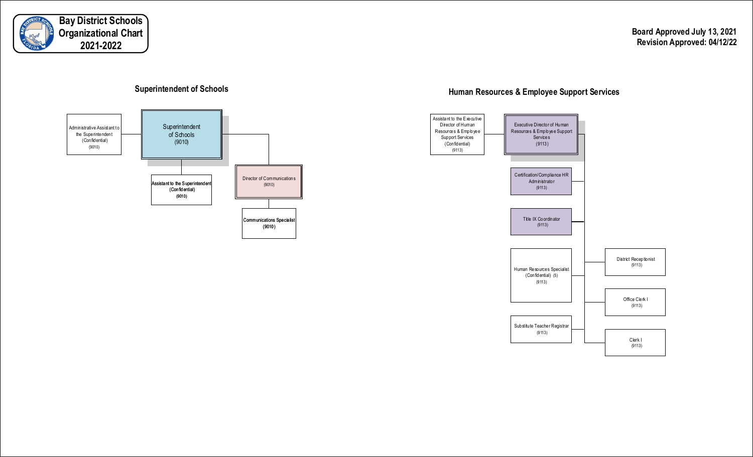# Bay District Schools Organizational Chart 2021-2022

**Board Approved July 13, 2021**
**Revision Approved: 04/12/22**

## Superintendent of Schools

- **Superintendent of Schools** (9010)
  - Administrative Assistant to the Superintendent (Confidential) (9010)
  - **Assistant to the Superintendent** (Confidential) (9010)
  - Director of Communications (9010)
    - **Communications Specialist** (9010)

## Human Resources & Employee Support Services

- Executive Director of Human Resources & Employee Support Services (9113)
  - Assistant to the Executive Director of Human Resources & Employee Support Services (Confidential) (9113)
  - Certification/Compliance HR Administrator (9113)
  - Title IX Coordinator (9113)
  - Human Resources Specialist (Confidential) (5) (9113)
  - Substitute Teacher Registrar (9113)
  - District Receptionist (9113)
  - Office Clerk I (9113)
  - Clerk I (9113)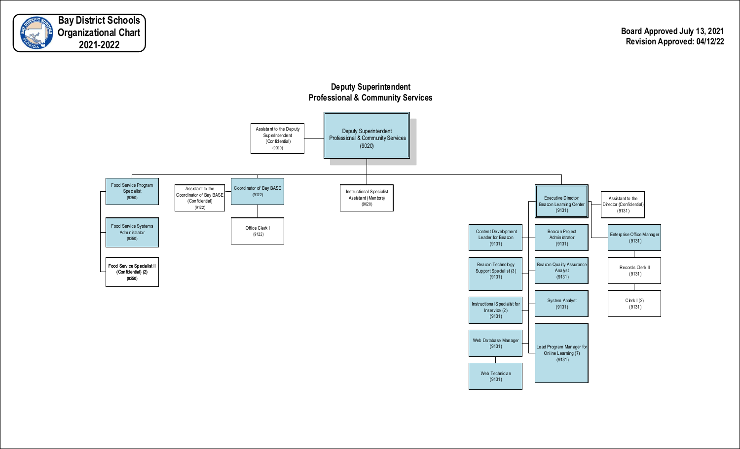# Bay District Schools Organizational Chart 2021-2022

**Board Approved July 13, 2021**
**Revision Approved: 04/12/22**

## Deputy Superintendent Professional & Community Services

- **Deputy Superintendent Professional & Community Services (9020)**
  - Assistant to the Deputy Superintendent (Confidential) (9020)
  - Food Service Program Specialist (9250)
    - Food Service Systems Administrator (9250)
    - Food Service Specialist II (Confidential) (2) (9250)
  - Coordinator of Bay BASE (9122)
    - Assistant to the Coordinator of Bay BASE (Confidential) (9122)
    - Office Clerk I (9122)
  - Instructional Specialist Assistant (Mentors) (9020)
  - Executive Director, Beacon Learning Center (9131)
    - Assistant to the Director (Confidential) (9131)
    - Enterprise Office Manager (9131)
      - Records Clerk II (9131)
        - Clerk I (2) (9131)
    - Content Development Leader for Beacon (9131)
    - Beacon Technology Support Specialist (3) (9131)
    - Instructional Specialist for Inservice (2) (9131)
    - Web Database Manager (9131)
      - Web Technician (9131)
    - Beacon Project Administrator (9131)
    - Beacon Quality Assurance Analyst (9131)
    - System Analyst (9131)
    - Lead Program Manager for Online Learning (7) (9131)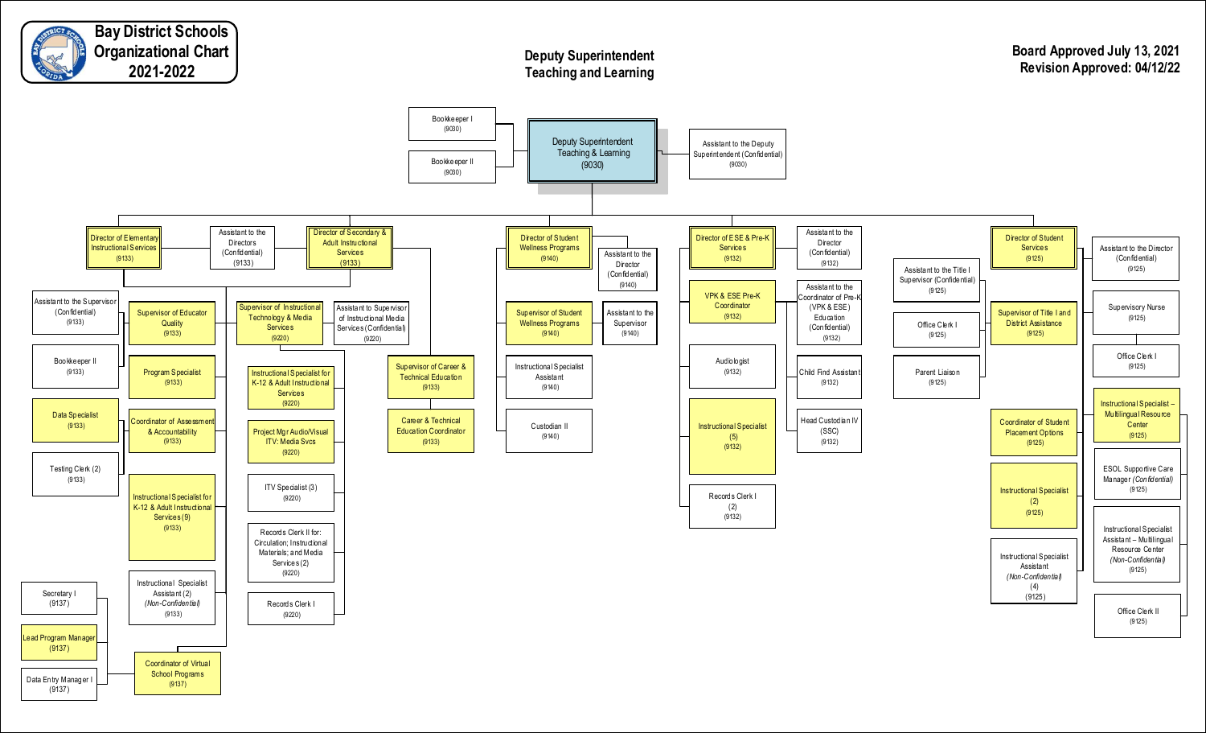# Bay District Schools Organizational Chart 2021-2022

## Deputy Superintendent Teaching and Learning

**Board Approved July 13, 2021**
**Revision Approved: 04/12/22**

- **Deputy Superintendent Teaching & Learning (9030)**
  - Bookkeeper I (9030)
  - Bookkeeper II (9030)
  - Assistant to the Deputy Superintendent (Confidential) (9030)

### Director of Elementary Instructional Services (9133)
- Assistant to the Directors (Confidential) (9133)
- Assistant to the Supervisor (Confidential) (9133)
- Bookkeeper II (9133)
- Data Specialist (9133)
- Testing Clerk (2) (9133)
- Supervisor of Educator Quality (9133)
- Program Specialist (9133)
- Coordinator of Assessment & Accountability (9133)
- Instructional Specialist for K-12 & Adult Instructional Services (9) (9133)
- Instructional Specialist Assistant (2) *(Non-Confidential)* (9133)
- Coordinator of Virtual School Programs (9137)
  - Secretary I (9137)
  - Lead Program Manager (9137)
  - Data Entry Manager I (9137)

### Director of Secondary & Adult Instructional Services (9133)
- Supervisor of Instructional Technology & Media Services (9220)
  - Assistant to Supervisor of Instructional Media Services (Confidential) (9220)
  - Instructional Specialist for K-12 & Adult Instructional Services (9220)
  - Project Mgr Audio/Visual ITV: Media Svcs (9220)
  - ITV Specialist (3) (9220)
  - Records Clerk II for: Circulation; Instructional Materials; and Media Services (2) (9220)
  - Records Clerk I (9220)
- Supervisor of Career & Technical Education (9133)
  - Career & Technical Education Coordinator (9133)

### Director of Student Wellness Programs (9140)
- Assistant to the Director (Confidential) (9140)
- Supervisor of Student Wellness Programs (9140)
  - Assistant to the Supervisor (9140)
- Instructional Specialist Assistant (9140)
- Custodian II (9140)

### Director of ESE & Pre-K Services (9132)
- Assistant to the Director (Confidential) (9132)
- VPK & ESE Pre-K Coordinator (9132)
  - Assistant to the Coordinator of Pre-K (VPK & ESE) Education (Confidential) (9132)
- Audiologist (9132)
- Child Find Assistant (9132)
- Instructional Specialist (5) (9132)
- Head Custodian IV (SSC) (9132)
- Records Clerk I (2) (9132)

### Director of Student Services (9125)
- Assistant to the Director (Confidential) (9125)
- Supervisor of Title I and District Assistance (9125)
  - Assistant to the Title I Supervisor (Confidential) (9125)
  - Office Clerk I (9125)
  - Parent Liaison (9125)
- Coordinator of Student Placement Options (9125)
- Instructional Specialist (2) (9125)
- Instructional Specialist Assistant *(Non-Confidential)* (4) (9125)
- Supervisory Nurse (9125)
- Office Clerk I (9125)
- Instructional Specialist – Multilingual Resource Center (9125)
- ESOL Supportive Care Manager *(Confidential)* (9125)
- Instructional Specialist Assistant – Multilingual Resource Center *(Non-Confidential)* (9125)
- Office Clerk II (9125)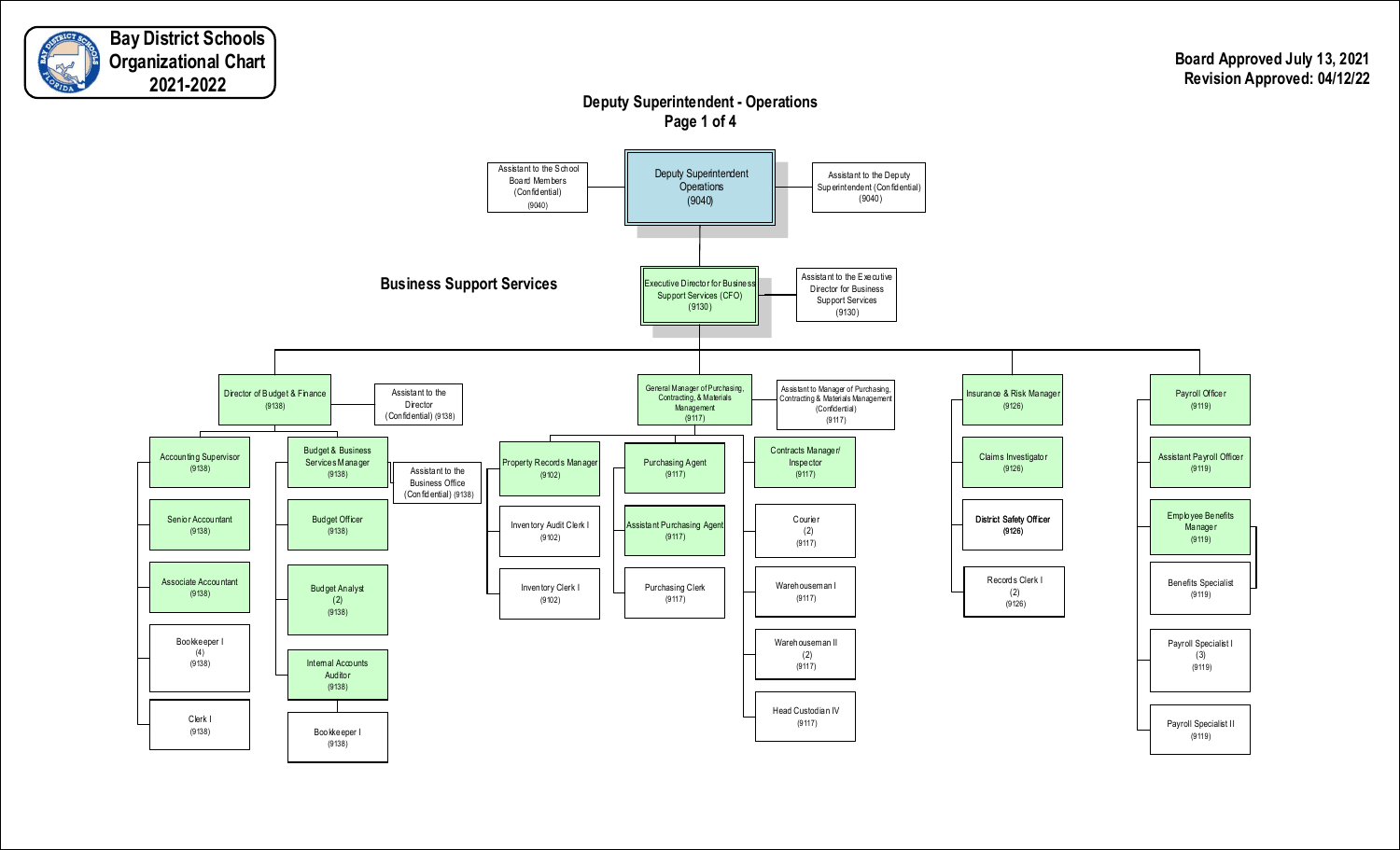# Bay District Schools Organizational Chart 2021-2022

**Board Approved July 13, 2021**
**Revision Approved: 04/12/22**

## Deputy Superintendent - Operations

**Page 1 of 4**

- **Deputy Superintendent Operations (9040)**
  - Assistant to the School Board Members (Confidential) (9040)
  - Assistant to the Deputy Superintendent (Confidential) (9040)

## Business Support Services

- **Executive Director for Business Support Services (CFO) (9130)**
  - Assistant to the Executive Director for Business Support Services (9130)

### Director of Budget & Finance (9138)

- Assistant to the Director (Confidential) (9138)
- Accounting Supervisor (9138)
  - Senior Accountant (9138)
  - Associate Accountant (9138)
  - Bookkeeper I (4) (9138)
  - Clerk I (9138)
- Budget & Business Services Manager (9138)
  - Assistant to the Business Office (Confidential) (9138)
  - Budget Officer (9138)
  - Budget Analyst (2) (9138)
  - Internal Accounts Auditor (9138)
    - Bookkeeper I (9138)

### General Manager of Purchasing, Contracting, & Materials Management (9117)

- Assistant to Manager of Purchasing, Contracting & Materials Management (Confidential) (9117)
- Property Records Manager (9102)
  - Inventory Audit Clerk I (9102)
  - Inventory Clerk I (9102)
- Purchasing Agent (9117)
  - Assistant Purchasing Agent (9117)
  - Purchasing Clerk (9117)
- Contracts Manager/ Inspector (9117)
  - Courier (2) (9117)
  - Warehouseman I (9117)
  - Warehouseman II (2) (9117)
  - Head Custodian IV (9117)

### Insurance & Risk Manager (9126)

- Claims Investigator (9126)
- District Safety Officer (9126)
- Records Clerk I (2) (9126)

### Payroll Officer (9119)

- Assistant Payroll Officer (9119)
- Employee Benefits Manager (9119)
  - Benefits Specialist (9119)
- Payroll Specialist I (3) (9119)
- Payroll Specialist II (9119)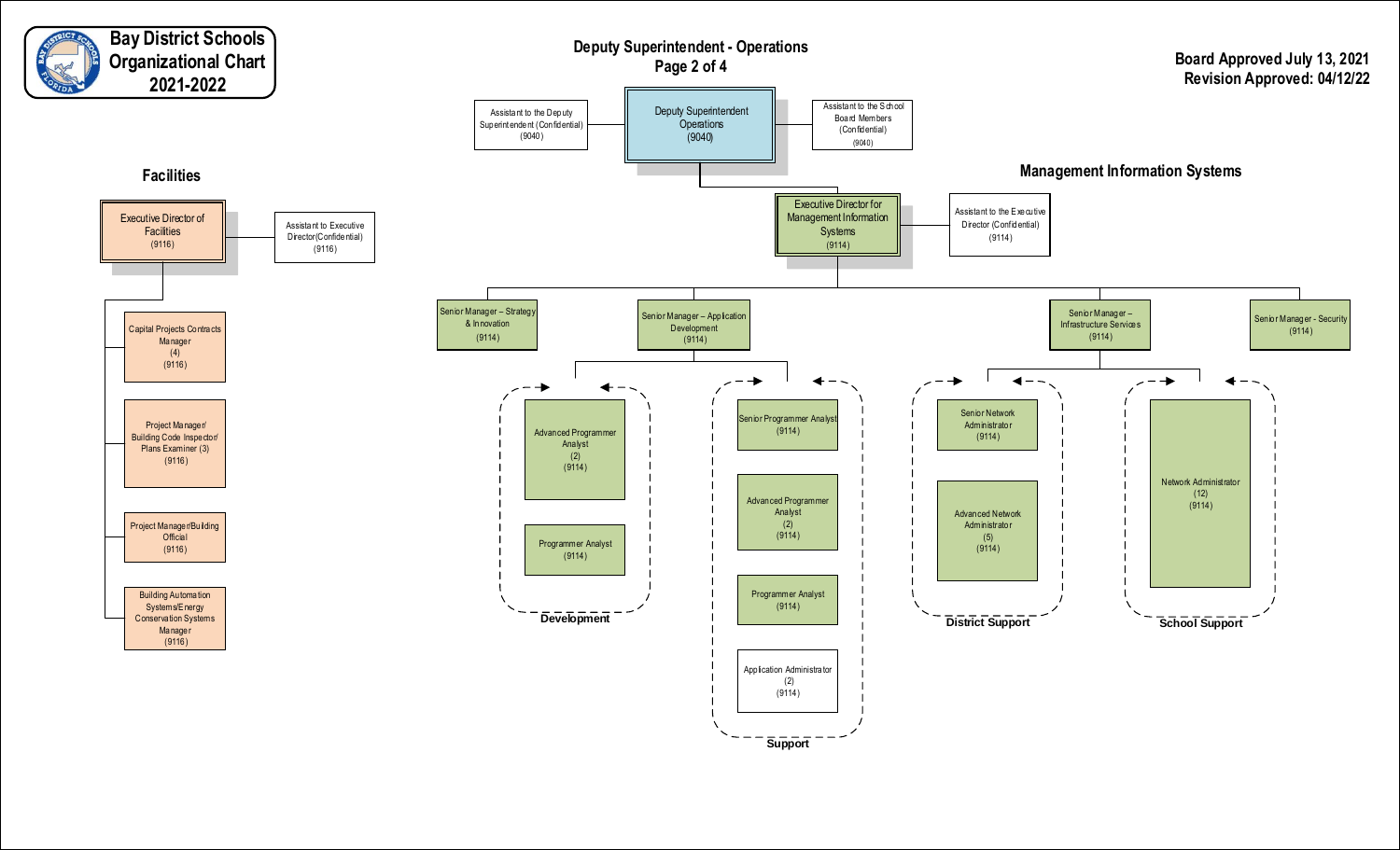# Bay District Schools Organizational Chart 2021-2022

## Deputy Superintendent - Operations
Page 2 of 4

**Board Approved July 13, 2021**
**Revision Approved: 04/12/22**

- Deputy Superintendent Operations (9040)
  - Assistant to the Deputy Superintendent (Confidential) (9040)
  - Assistant to the School Board Members (Confidential) (9040)

## Facilities

- Executive Director of Facilities (9116)
  - Assistant to Executive Director (Confidential) (9116)
  - Capital Projects Contracts Manager (4) (9116)
  - Project Manager/ Building Code Inspector/ Plans Examiner (3) (9116)
  - Project Manager/Building Official (9116)
  - Building Automation Systems/Energy Conservation Systems Manager (9116)

## Management Information Systems

- Executive Director for Management Information Systems (9114)
  - Assistant to the Executive Director (Confidential) (9114)
  - Senior Manager – Strategy & Innovation (9114)
  - Senior Manager – Application Development (9114)
    - **Development**
      - Advanced Programmer Analyst (2) (9114)
      - Programmer Analyst (9114)
    - **Support**
      - Senior Programmer Analyst (9114)
      - Advanced Programmer Analyst (2) (9114)
      - Programmer Analyst (9114)
      - Application Administrator (2) (9114)
  - Senior Manager – Infrastructure Services (9114)
    - **District Support**
      - Senior Network Administrator (9114)
      - Advanced Network Administrator (5) (9114)
    - **School Support**
      - Network Administrator (12) (9114)
  - Senior Manager - Security (9114)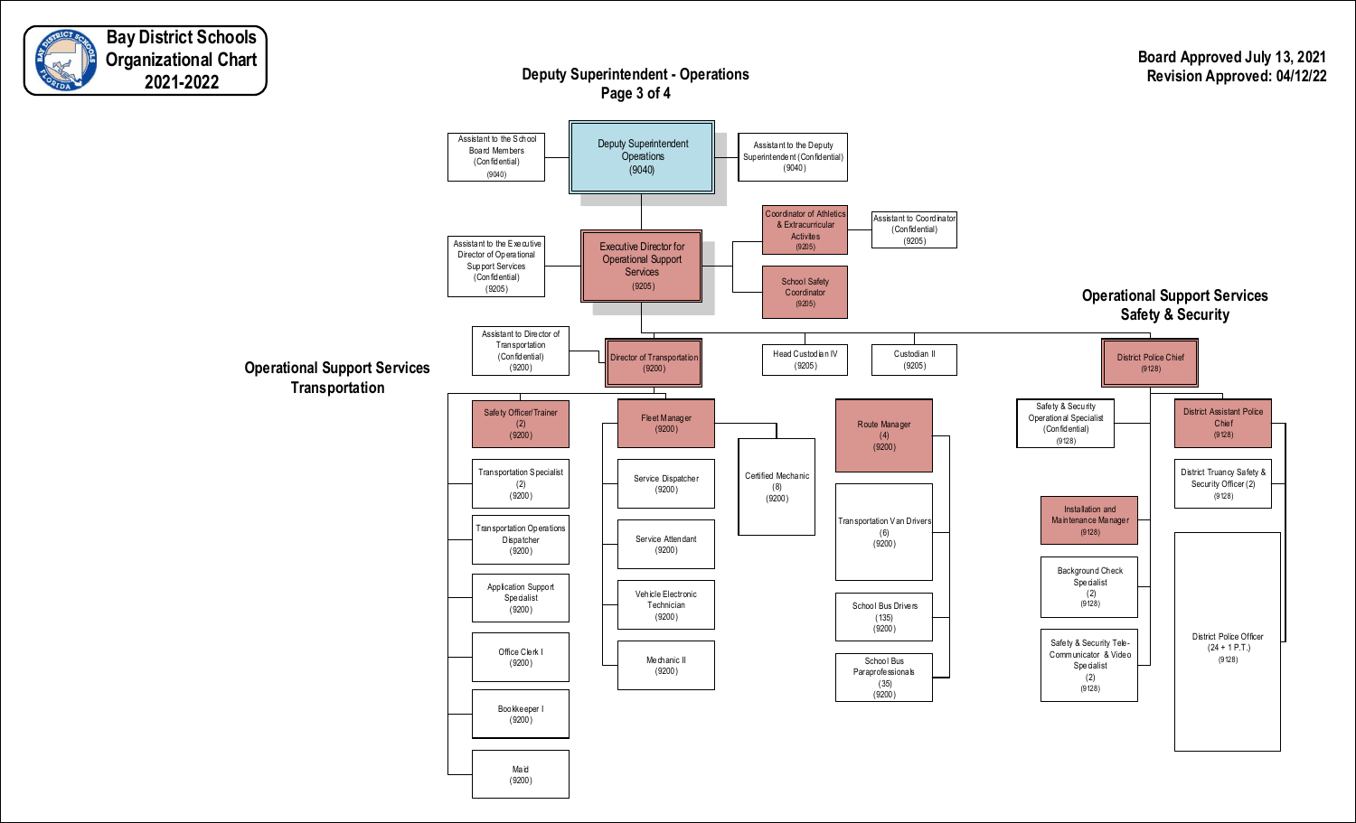# Bay District Schools Organizational Chart 2021-2022

**Board Approved July 13, 2021**
**Revision Approved: 04/12/22**

## Deputy Superintendent - Operations
**Page 3 of 4**

- **Deputy Superintendent Operations (9040)**
  - Assistant to the School Board Members (Confidential) (9040)
  - Assistant to the Deputy Superintendent (Confidential) (9040)
  - **Executive Director for Operational Support Services (9205)**
    - Assistant to the Executive Director of Operational Support Services (Confidential) (9205)
    - Coordinator of Athletics & Extracurricular Activites (9205)
      - Assistant to Coordinator (Confidential) (9205)
    - School Safety Coordinator (9205)
    - Head Custodian IV (9205)
    - Custodian II (9205)

### Operational Support Services Transportation

- **Director of Transportation (9200)**
  - Assistant to Director of Transportation (Confidential) (9200)
  - Safety Officer/Trainer (2) (9200)
  - Transportation Specialist (2) (9200)
  - Transportation Operations Dispatcher (9200)
  - Application Support Specialist (9200)
  - Office Clerk I (9200)
  - Bookkeeper I (9200)
  - Maid (9200)
  - Fleet Manager (9200)
    - Certified Mechanic (8) (9200)
    - Service Dispatcher (9200)
    - Service Attendant (9200)
    - Vehicle Electronic Technician (9200)
    - Mechanic II (9200)
  - Route Manager (4) (9200)
    - Transportation Van Drivers (6) (9200)
    - School Bus Drivers (135) (9200)
    - School Bus Paraprofessionals (35) (9200)

### Operational Support Services Safety & Security

- **District Police Chief (9128)**
  - Safety & Security Operational Specialist (Confidential) (9128)
  - Installation and Maintenance Manager (9128)
  - Background Check Specialist (2) (9128)
  - Safety & Security Tele-Communicator & Video Specialist (2) (9128)
  - District Assistant Police Chief (9128)
    - District Truancy Safety & Security Officer (2) (9128)
    - District Police Officer (24 + 1 P.T.) (9128)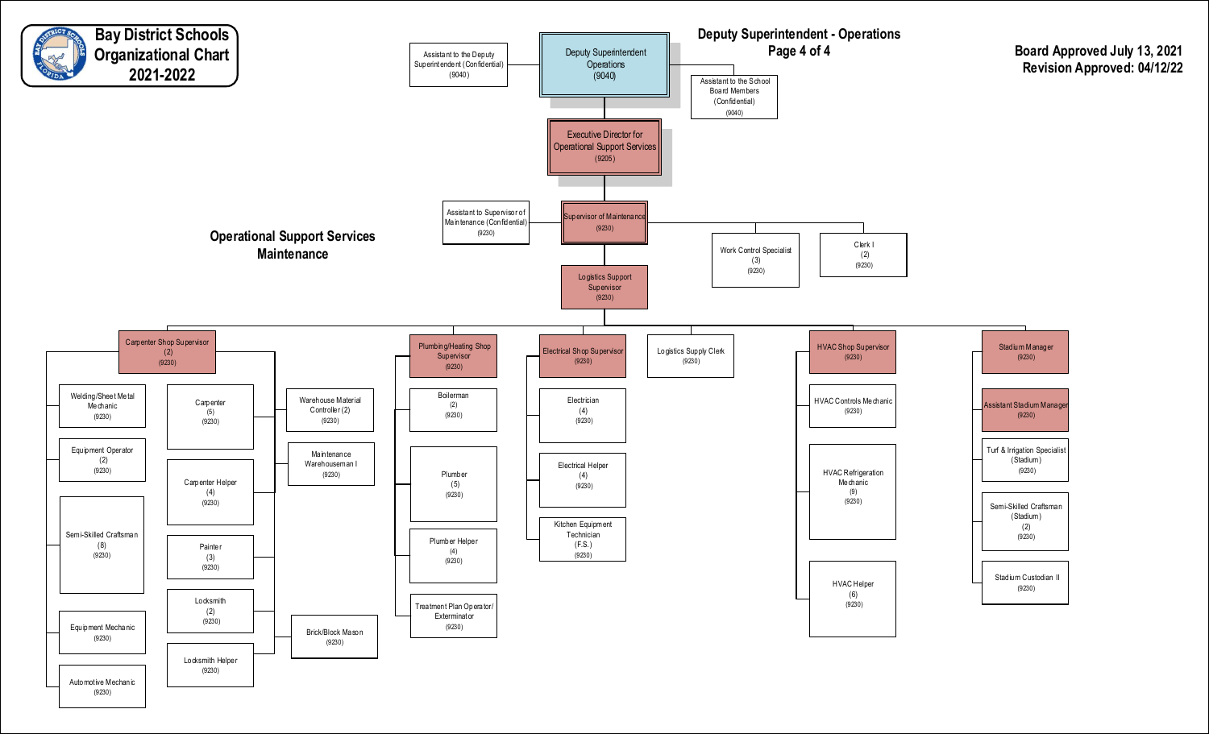# Bay District Schools Organizational Chart 2021-2022

## Deputy Superintendent - Operations

Page 4 of 4

**Board Approved July 13, 2021**
**Revision Approved: 04/12/22**

## Operational Support Services Maintenance

- Deputy Superintendent Operations (9040)
  - Assistant to the Deputy Superintendent (Confidential) (9040)
  - Assistant to the School Board Members (Confidential) (9040)
  - Executive Director for Operational Support Services (9205)
    - Supervisor of Maintenance (9230)
      - Assistant to Supervisor of Maintenance (Confidential) (9230)
      - Work Control Specialist (3) (9230)
      - Clerk I (2) (9230)
      - Logistics Support Supervisor (9230)
        - Carpenter Shop Supervisor (2) (9230)
          - Welding/Sheet Metal Mechanic (9230)
          - Equipment Operator (2) (9230)
          - Semi-Skilled Craftsman (8) (9230)
          - Equipment Mechanic (9230)
          - Automotive Mechanic (9230)
          - Carpenter (5) (9230)
          - Carpenter Helper (4) (9230)
          - Painter (3) (9230)
          - Locksmith (2) (9230)
          - Locksmith Helper (9230)
          - Warehouse Material Controller (2) (9230)
          - Maintenance Warehouseman I (9230)
          - Brick/Block Mason (9230)
        - Plumbing/Heating Shop Supervisor (9230)
          - Boilerman (2) (9230)
          - Plumber (5) (9230)
          - Plumber Helper (4) (9230)
          - Treatment Plan Operator/ Exterminator (9230)
        - Electrical Shop Supervisor (9230)
          - Electrician (4) (9230)
          - Electrical Helper (4) (9230)
          - Kitchen Equipment Technician (F.S.) (9230)
        - Logistics Supply Clerk (9230)
        - HVAC Shop Supervisor (9230)
          - HVAC Controls Mechanic (9230)
          - HVAC Refrigeration Mechanic (9) (9230)
          - HVAC Helper (6) (9230)
        - Stadium Manager (9230)
          - Assistant Stadium Manager (9230)
          - Turf & Irrigation Specialist (Stadium) (9230)
          - Semi-Skilled Craftsman (Stadium) (2) (9230)
          - Stadium Custodian II (9230)